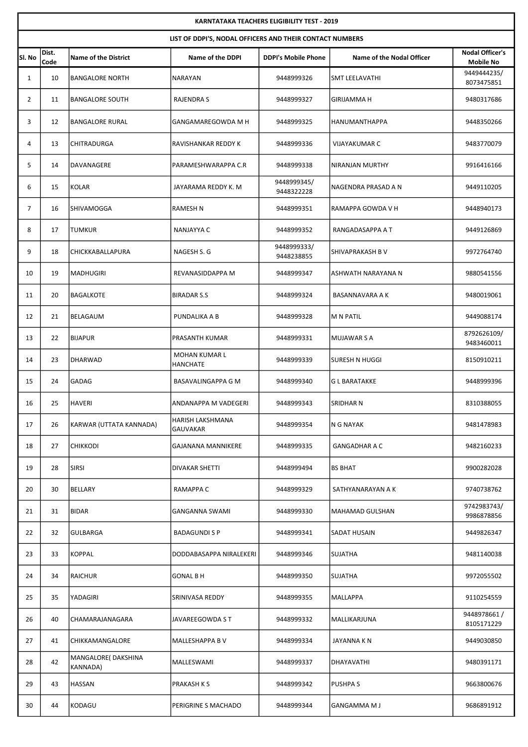## KARNTATAKA TEACHERS ELIGIBILITY TEST - 2019

### LIST OF DDPI'S, NODAL OFFICERS AND THEIR CONTACT NUMBERS

| Sl. No | Dist. Code | Name of the District | Name of the DDPI | DDPI's Mobile Phone | Name of the Nodal Officer | Nodal Officer's Mobile No |
|---|---|---|---|---|---|---|
| 1 | 10 | BANGALORE NORTH | NARAYAN | 9448999326 | SMT LEELAVATHI | 9449444235/ 8073475851 |
| 2 | 11 | BANGALORE SOUTH | RAJENDRA S | 9448999327 | GIRIJAMMA H | 9480317686 |
| 3 | 12 | BANGALORE RURAL | GANGAMAREGOWDA M H | 9448999325 | HANUMANTHAPPA | 9448350266 |
| 4 | 13 | CHITRADURGA | RAVISHANKAR REDDY K | 9448999336 | VIJAYAKUMAR C | 9483770079 |
| 5 | 14 | DAVANAGERE | PARAMESHWARAPPA C.R | 9448999338 | NIRANJAN MURTHY | 9916416166 |
| 6 | 15 | KOLAR | JAYARAMA REDDY K. M | 9448999345/ 9448322228 | NAGENDRA PRASAD A N | 9449110205 |
| 7 | 16 | SHIVAMOGGA | RAMESH N | 9448999351 | RAMAPPA GOWDA V H | 9448940173 |
| 8 | 17 | TUMKUR | NANJAYYA C | 9448999352 | RANGADASAPPA A T | 9449126869 |
| 9 | 18 | CHICKKABALLAPURA | NAGESH S. G | 9448999333/ 9448238855 | SHIVAPRAKASH B V | 9972764740 |
| 10 | 19 | MADHUGIRI | REVANASIDDAPPA M | 9448999347 | ASHWATH NARAYANA N | 9880541556 |
| 11 | 20 | BAGALKOTE | BIRADAR S.S | 9448999324 | BASANNAVARA A K | 9480019061 |
| 12 | 21 | BELAGAUM | PUNDALIKA A B | 9448999328 | M N PATIL | 9449088174 |
| 13 | 22 | BIJAPUR | PRASANTH KUMAR | 9448999331 | MUJAWAR S A | 8792626109/ 9483460011 |
| 14 | 23 | DHARWAD | MOHAN KUMAR L HANCHATE | 9448999339 | SURESH N HUGGI | 8150910211 |
| 15 | 24 | GADAG | BASAVALINGAPPA G M | 9448999340 | G L BARATAKKE | 9448999396 |
| 16 | 25 | HAVERI | ANDANAPPA M VADEGERI | 9448999343 | SRIDHAR N | 8310388055 |
| 17 | 26 | KARWAR (UTTATA KANNADA) | HARISH LAKSHMANA GAUVAKAR | 9448999354 | N G NAYAK | 9481478983 |
| 18 | 27 | CHIKKODI | GAJANANA MANNIKERE | 9448999335 | GANGADHAR A C | 9482160233 |
| 19 | 28 | SIRSI | DIVAKAR SHETTI | 9448999494 | BS BHAT | 9900282028 |
| 20 | 30 | BELLARY | RAMAPPA C | 9448999329 | SATHYANARAYAN A K | 9740738762 |
| 21 | 31 | BIDAR | GANGANNA SWAMI | 9448999330 | MAHAMAD GULSHAN | 9742983743/ 9986878856 |
| 22 | 32 | GULBARGA | BADAGUNDI S P | 9448999341 | SADAT HUSAIN | 9449826347 |
| 23 | 33 | KOPPAL | DODDABASAPPA NIRALEKERI | 9448999346 | SUJATHA | 9481140038 |
| 24 | 34 | RAICHUR | GONAL B H | 9448999350 | SUJATHA | 9972055502 |
| 25 | 35 | YADAGIRI | SRINIVASA REDDY | 9448999355 | MALLAPPA | 9110254559 |
| 26 | 40 | CHAMARAJANAGARA | JAVAREEGOWDA S T | 9448999332 | MALLIKARJUNA | 9448978661 / 8105171229 |
| 27 | 41 | CHIKKAMANGALORE | MALLESHAPPA B V | 9448999334 | JAYANNA K N | 9449030850 |
| 28 | 42 | MANGALORE( DAKSHINA KANNADA) | MALLESWAMI | 9448999337 | DHAYAVATHI | 9480391171 |
| 29 | 43 | HASSAN | PRAKASH K S | 9448999342 | PUSHPA S | 9663800676 |
| 30 | 44 | KODAGU | PERIGRINE S MACHADO | 9448999344 | GANGAMMA M J | 9686891912 |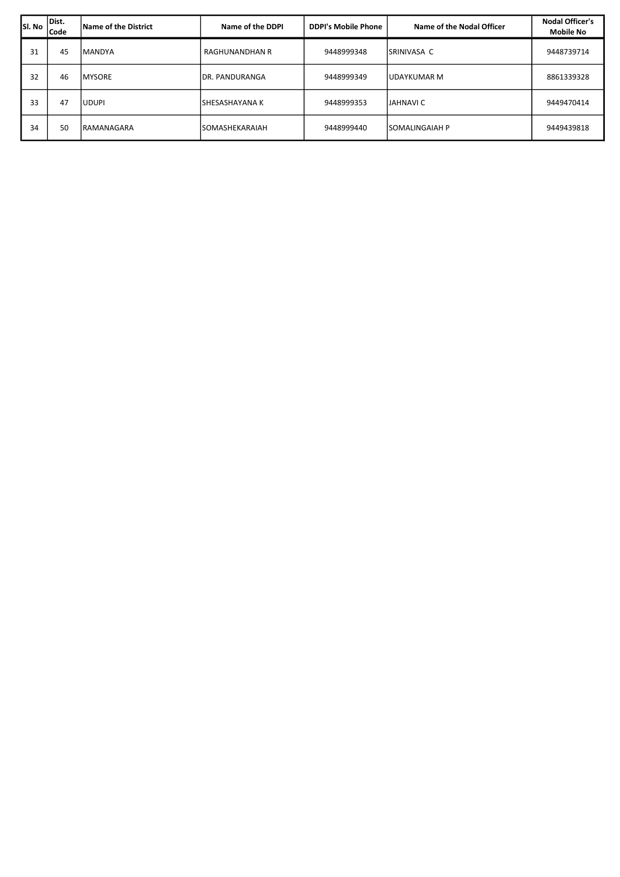| Sl. No | Dist. Code | Name of the District | Name of the DDPI | DDPI's Mobile Phone | Name of the Nodal Officer | Nodal Officer's Mobile No |
|---|---|---|---|---|---|---|
| 31 | 45 | MANDYA | RAGHUNANDHAN R | 9448999348 | SRINIVASA C | 9448739714 |
| 32 | 46 | MYSORE | DR. PANDURANGA | 9448999349 | UDAYKUMAR M | 8861339328 |
| 33 | 47 | UDUPI | SHESASHAYANA K | 9448999353 | JAHNAVI C | 9449470414 |
| 34 | 50 | RAMANAGARA | SOMASHEKARAIAH | 9448999440 | SOMALINGAIAH P | 9449439818 |